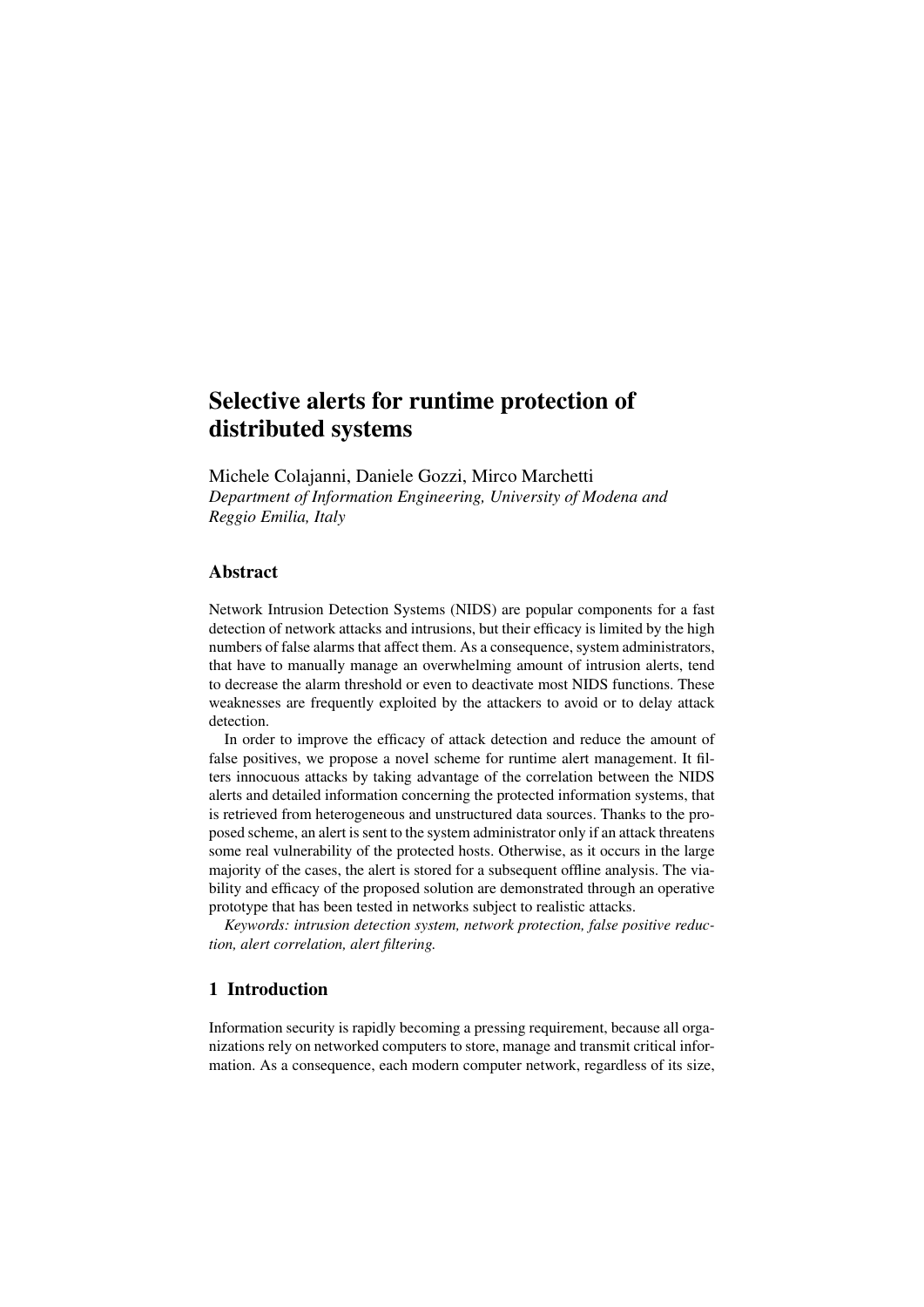# Selective alerts for runtime protection of distributed systems

Michele Colajanni, Daniele Gozzi, Mirco Marchetti
*Department of Information Engineering, University of Modena and Reggio Emilia, Italy*

## Abstract

Network Intrusion Detection Systems (NIDS) are popular components for a fast detection of network attacks and intrusions, but their efficacy is limited by the high numbers of false alarms that affect them. As a consequence, system administrators, that have to manually manage an overwhelming amount of intrusion alerts, tend to decrease the alarm threshold or even to deactivate most NIDS functions. These weaknesses are frequently exploited by the attackers to avoid or to delay attack detection.

In order to improve the efficacy of attack detection and reduce the amount of false positives, we propose a novel scheme for runtime alert management. It filters innocuous attacks by taking advantage of the correlation between the NIDS alerts and detailed information concerning the protected information systems, that is retrieved from heterogeneous and unstructured data sources. Thanks to the proposed scheme, an alert is sent to the system administrator only if an attack threatens some real vulnerability of the protected hosts. Otherwise, as it occurs in the large majority of the cases, the alert is stored for a subsequent offline analysis. The viability and efficacy of the proposed solution are demonstrated through an operative prototype that has been tested in networks subject to realistic attacks.

*Keywords: intrusion detection system, network protection, false positive reduction, alert correlation, alert filtering.*

## 1 Introduction

Information security is rapidly becoming a pressing requirement, because all organizations rely on networked computers to store, manage and transmit critical information. As a consequence, each modern computer network, regardless of its size,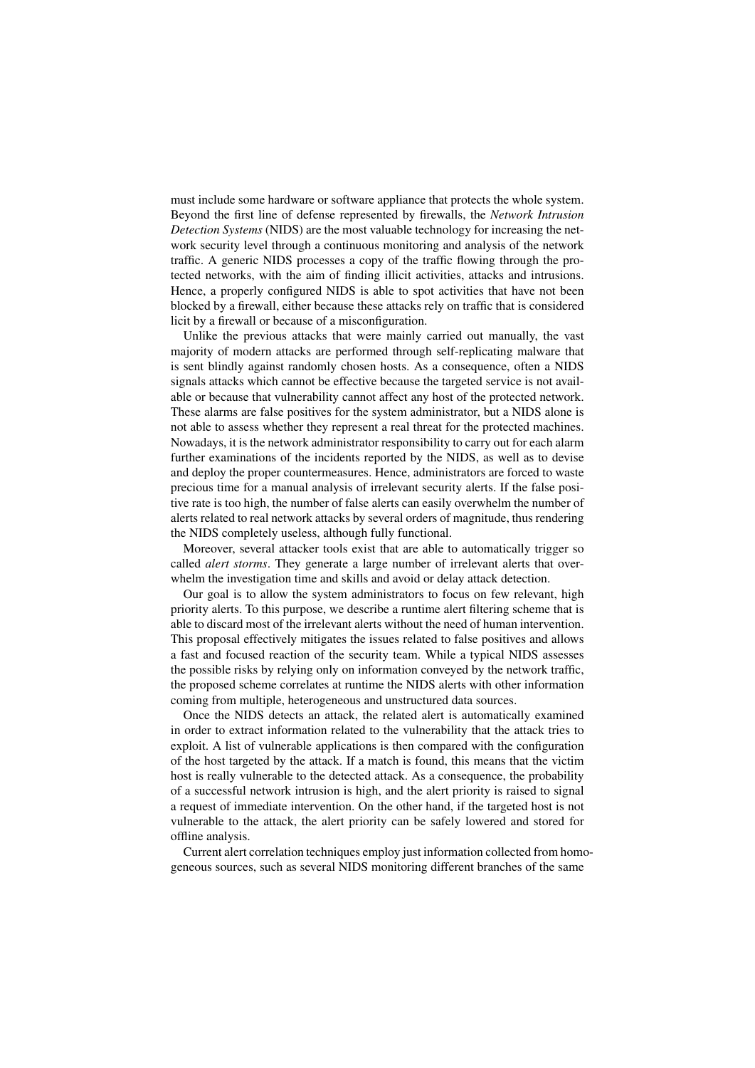must include some hardware or software appliance that protects the whole system. Beyond the first line of defense represented by firewalls, the *Network Intrusion Detection Systems* (NIDS) are the most valuable technology for increasing the network security level through a continuous monitoring and analysis of the network traffic. A generic NIDS processes a copy of the traffic flowing through the protected networks, with the aim of finding illicit activities, attacks and intrusions. Hence, a properly configured NIDS is able to spot activities that have not been blocked by a firewall, either because these attacks rely on traffic that is considered licit by a firewall or because of a misconfiguration.

Unlike the previous attacks that were mainly carried out manually, the vast majority of modern attacks are performed through self-replicating malware that is sent blindly against randomly chosen hosts. As a consequence, often a NIDS signals attacks which cannot be effective because the targeted service is not available or because that vulnerability cannot affect any host of the protected network. These alarms are false positives for the system administrator, but a NIDS alone is not able to assess whether they represent a real threat for the protected machines. Nowadays, it is the network administrator responsibility to carry out for each alarm further examinations of the incidents reported by the NIDS, as well as to devise and deploy the proper countermeasures. Hence, administrators are forced to waste precious time for a manual analysis of irrelevant security alerts. If the false positive rate is too high, the number of false alerts can easily overwhelm the number of alerts related to real network attacks by several orders of magnitude, thus rendering the NIDS completely useless, although fully functional.

Moreover, several attacker tools exist that are able to automatically trigger so called *alert storms*. They generate a large number of irrelevant alerts that overwhelm the investigation time and skills and avoid or delay attack detection.

Our goal is to allow the system administrators to focus on few relevant, high priority alerts. To this purpose, we describe a runtime alert filtering scheme that is able to discard most of the irrelevant alerts without the need of human intervention. This proposal effectively mitigates the issues related to false positives and allows a fast and focused reaction of the security team. While a typical NIDS assesses the possible risks by relying only on information conveyed by the network traffic, the proposed scheme correlates at runtime the NIDS alerts with other information coming from multiple, heterogeneous and unstructured data sources.

Once the NIDS detects an attack, the related alert is automatically examined in order to extract information related to the vulnerability that the attack tries to exploit. A list of vulnerable applications is then compared with the configuration of the host targeted by the attack. If a match is found, this means that the victim host is really vulnerable to the detected attack. As a consequence, the probability of a successful network intrusion is high, and the alert priority is raised to signal a request of immediate intervention. On the other hand, if the targeted host is not vulnerable to the attack, the alert priority can be safely lowered and stored for offline analysis.

Current alert correlation techniques employ just information collected from homogeneous sources, such as several NIDS monitoring different branches of the same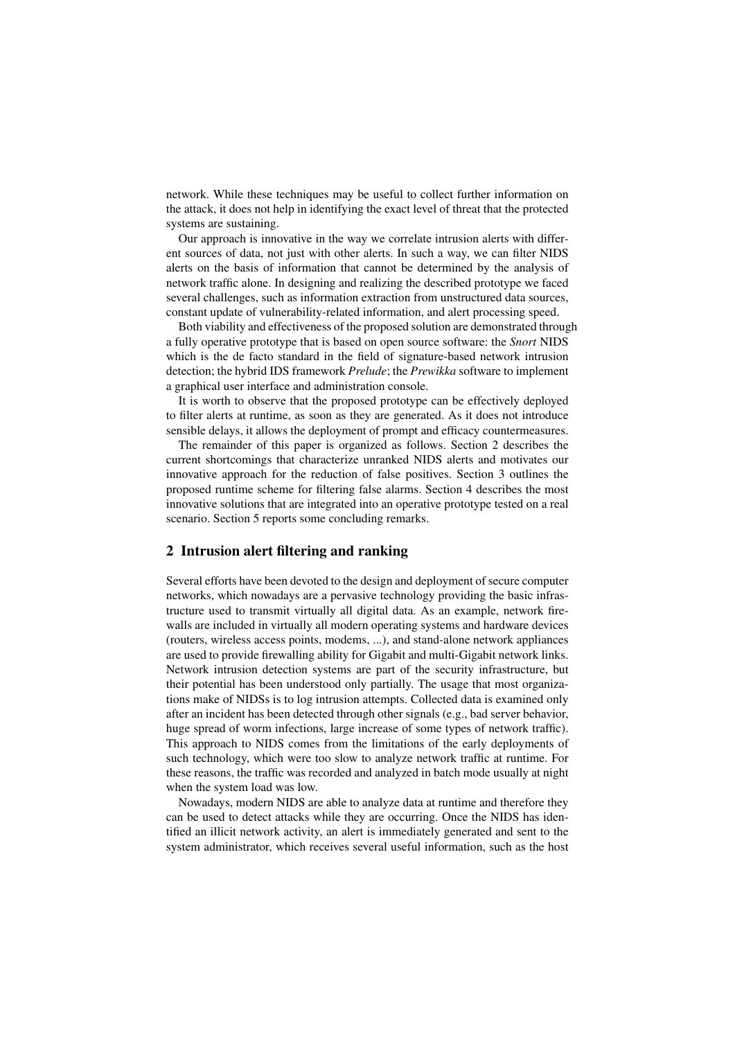network. While these techniques may be useful to collect further information on the attack, it does not help in identifying the exact level of threat that the protected systems are sustaining.

Our approach is innovative in the way we correlate intrusion alerts with different sources of data, not just with other alerts. In such a way, we can filter NIDS alerts on the basis of information that cannot be determined by the analysis of network traffic alone. In designing and realizing the described prototype we faced several challenges, such as information extraction from unstructured data sources, constant update of vulnerability-related information, and alert processing speed.

Both viability and effectiveness of the proposed solution are demonstrated through a fully operative prototype that is based on open source software: the *Snort* NIDS which is the de facto standard in the field of signature-based network intrusion detection; the hybrid IDS framework *Prelude*; the *Prewikka* software to implement a graphical user interface and administration console.

It is worth to observe that the proposed prototype can be effectively deployed to filter alerts at runtime, as soon as they are generated. As it does not introduce sensible delays, it allows the deployment of prompt and efficacy countermeasures.

The remainder of this paper is organized as follows. Section 2 describes the current shortcomings that characterize unranked NIDS alerts and motivates our innovative approach for the reduction of false positives. Section 3 outlines the proposed runtime scheme for filtering false alarms. Section 4 describes the most innovative solutions that are integrated into an operative prototype tested on a real scenario. Section 5 reports some concluding remarks.

## 2 Intrusion alert filtering and ranking

Several efforts have been devoted to the design and deployment of secure computer networks, which nowadays are a pervasive technology providing the basic infrastructure used to transmit virtually all digital data. As an example, network firewalls are included in virtually all modern operating systems and hardware devices (routers, wireless access points, modems, ...), and stand-alone network appliances are used to provide firewalling ability for Gigabit and multi-Gigabit network links. Network intrusion detection systems are part of the security infrastructure, but their potential has been understood only partially. The usage that most organizations make of NIDSs is to log intrusion attempts. Collected data is examined only after an incident has been detected through other signals (e.g., bad server behavior, huge spread of worm infections, large increase of some types of network traffic). This approach to NIDS comes from the limitations of the early deployments of such technology, which were too slow to analyze network traffic at runtime. For these reasons, the traffic was recorded and analyzed in batch mode usually at night when the system load was low.

Nowadays, modern NIDS are able to analyze data at runtime and therefore they can be used to detect attacks while they are occurring. Once the NIDS has identified an illicit network activity, an alert is immediately generated and sent to the system administrator, which receives several useful information, such as the host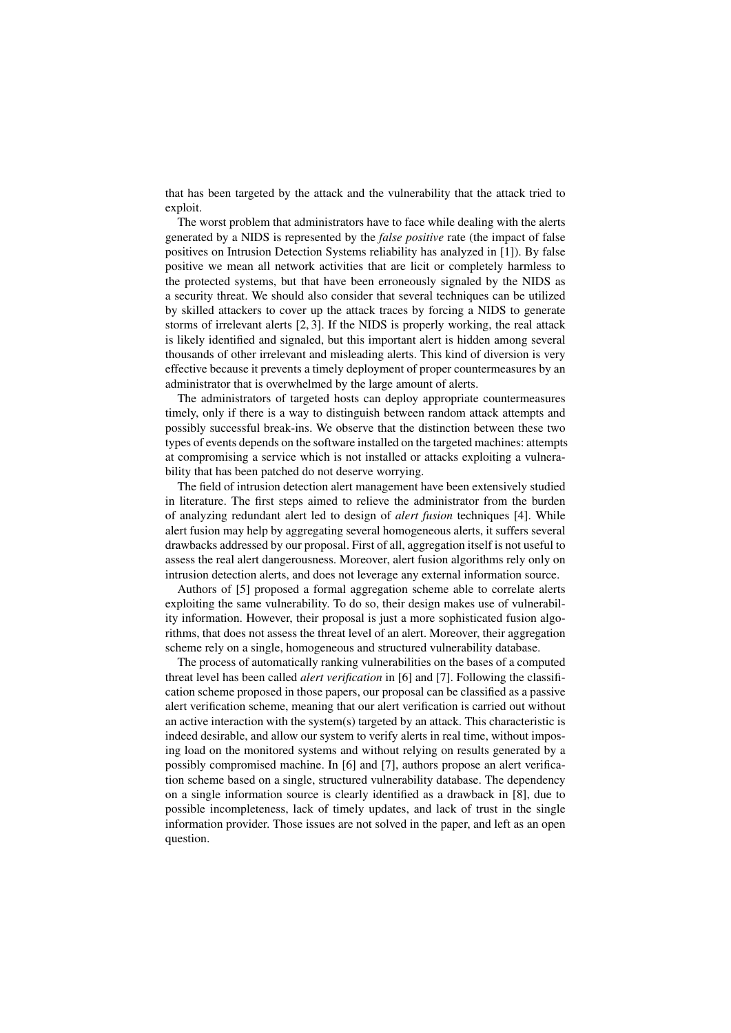that has been targeted by the attack and the vulnerability that the attack tried to exploit.

The worst problem that administrators have to face while dealing with the alerts generated by a NIDS is represented by the *false positive* rate (the impact of false positives on Intrusion Detection Systems reliability has analyzed in [1]). By false positive we mean all network activities that are licit or completely harmless to the protected systems, but that have been erroneously signaled by the NIDS as a security threat. We should also consider that several techniques can be utilized by skilled attackers to cover up the attack traces by forcing a NIDS to generate storms of irrelevant alerts [2, 3]. If the NIDS is properly working, the real attack is likely identified and signaled, but this important alert is hidden among several thousands of other irrelevant and misleading alerts. This kind of diversion is very effective because it prevents a timely deployment of proper countermeasures by an administrator that is overwhelmed by the large amount of alerts.

The administrators of targeted hosts can deploy appropriate countermeasures timely, only if there is a way to distinguish between random attack attempts and possibly successful break-ins. We observe that the distinction between these two types of events depends on the software installed on the targeted machines: attempts at compromising a service which is not installed or attacks exploiting a vulnerability that has been patched do not deserve worrying.

The field of intrusion detection alert management have been extensively studied in literature. The first steps aimed to relieve the administrator from the burden of analyzing redundant alert led to design of *alert fusion* techniques [4]. While alert fusion may help by aggregating several homogeneous alerts, it suffers several drawbacks addressed by our proposal. First of all, aggregation itself is not useful to assess the real alert dangerousness. Moreover, alert fusion algorithms rely only on intrusion detection alerts, and does not leverage any external information source.

Authors of [5] proposed a formal aggregation scheme able to correlate alerts exploiting the same vulnerability. To do so, their design makes use of vulnerability information. However, their proposal is just a more sophisticated fusion algorithms, that does not assess the threat level of an alert. Moreover, their aggregation scheme rely on a single, homogeneous and structured vulnerability database.

The process of automatically ranking vulnerabilities on the bases of a computed threat level has been called *alert verification* in [6] and [7]. Following the classification scheme proposed in those papers, our proposal can be classified as a passive alert verification scheme, meaning that our alert verification is carried out without an active interaction with the system(s) targeted by an attack. This characteristic is indeed desirable, and allow our system to verify alerts in real time, without imposing load on the monitored systems and without relying on results generated by a possibly compromised machine. In [6] and [7], authors propose an alert verification scheme based on a single, structured vulnerability database. The dependency on a single information source is clearly identified as a drawback in [8], due to possible incompleteness, lack of timely updates, and lack of trust in the single information provider. Those issues are not solved in the paper, and left as an open question.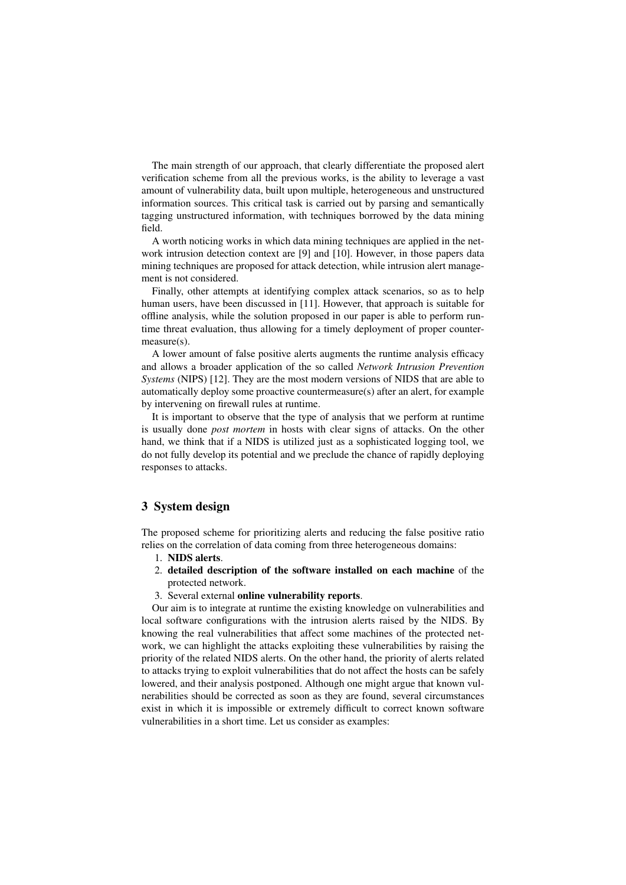The main strength of our approach, that clearly differentiate the proposed alert verification scheme from all the previous works, is the ability to leverage a vast amount of vulnerability data, built upon multiple, heterogeneous and unstructured information sources. This critical task is carried out by parsing and semantically tagging unstructured information, with techniques borrowed by the data mining field.

A worth noticing works in which data mining techniques are applied in the network intrusion detection context are [9] and [10]. However, in those papers data mining techniques are proposed for attack detection, while intrusion alert management is not considered.

Finally, other attempts at identifying complex attack scenarios, so as to help human users, have been discussed in [11]. However, that approach is suitable for offline analysis, while the solution proposed in our paper is able to perform runtime threat evaluation, thus allowing for a timely deployment of proper countermeasure(s).

A lower amount of false positive alerts augments the runtime analysis efficacy and allows a broader application of the so called *Network Intrusion Prevention Systems* (NIPS) [12]. They are the most modern versions of NIDS that are able to automatically deploy some proactive countermeasure(s) after an alert, for example by intervening on firewall rules at runtime.

It is important to observe that the type of analysis that we perform at runtime is usually done *post mortem* in hosts with clear signs of attacks. On the other hand, we think that if a NIDS is utilized just as a sophisticated logging tool, we do not fully develop its potential and we preclude the chance of rapidly deploying responses to attacks.

## 3 System design

The proposed scheme for prioritizing alerts and reducing the false positive ratio relies on the correlation of data coming from three heterogeneous domains:

1. **NIDS alerts**.
2. **detailed description of the software installed on each machine** of the protected network.
3. Several external **online vulnerability reports**.

Our aim is to integrate at runtime the existing knowledge on vulnerabilities and local software configurations with the intrusion alerts raised by the NIDS. By knowing the real vulnerabilities that affect some machines of the protected network, we can highlight the attacks exploiting these vulnerabilities by raising the priority of the related NIDS alerts. On the other hand, the priority of alerts related to attacks trying to exploit vulnerabilities that do not affect the hosts can be safely lowered, and their analysis postponed. Although one might argue that known vulnerabilities should be corrected as soon as they are found, several circumstances exist in which it is impossible or extremely difficult to correct known software vulnerabilities in a short time. Let us consider as examples: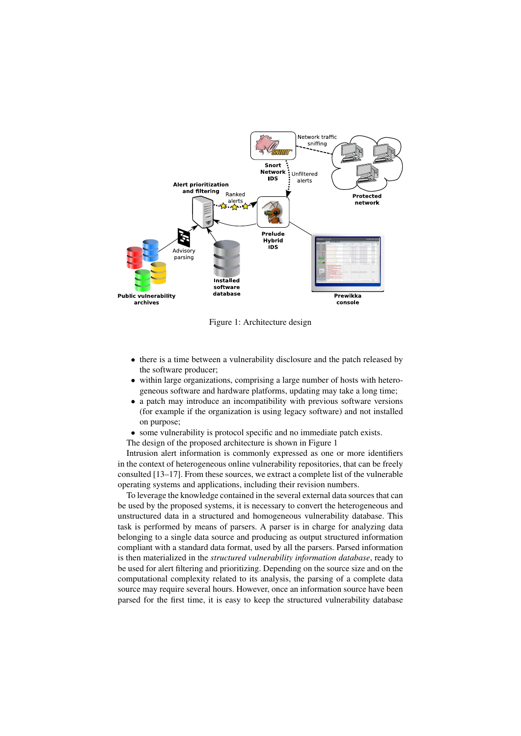Figure 1: Architecture design

- there is a time between a vulnerability disclosure and the patch released by the software producer;
- within large organizations, comprising a large number of hosts with heterogeneous software and hardware platforms, updating may take a long time;
- a patch may introduce an incompatibility with previous software versions (for example if the organization is using legacy software) and not installed on purpose;
- some vulnerability is protocol specific and no immediate patch exists.

The design of the proposed architecture is shown in Figure 1

Intrusion alert information is commonly expressed as one or more identifiers in the context of heterogeneous online vulnerability repositories, that can be freely consulted [13–17]. From these sources, we extract a complete list of the vulnerable operating systems and applications, including their revision numbers.

To leverage the knowledge contained in the several external data sources that can be used by the proposed systems, it is necessary to convert the heterogeneous and unstructured data in a structured and homogeneous vulnerability database. This task is performed by means of parsers. A parser is in charge for analyzing data belonging to a single data source and producing as output structured information compliant with a standard data format, used by all the parsers. Parsed information is then materialized in the *structured vulnerability information database*, ready to be used for alert filtering and prioritizing. Depending on the source size and on the computational complexity related to its analysis, the parsing of a complete data source may require several hours. However, once an information source have been parsed for the first time, it is easy to keep the structured vulnerability database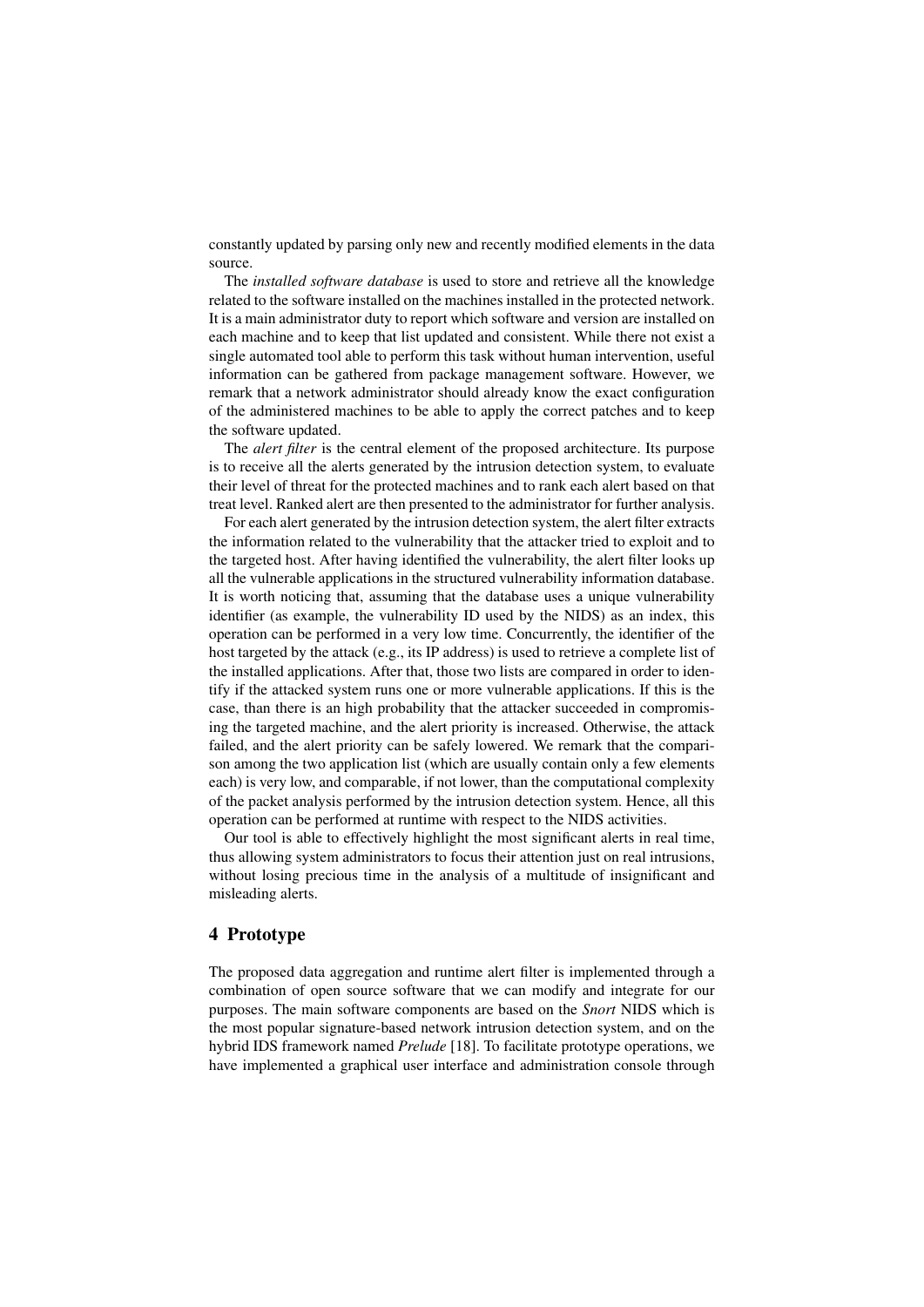constantly updated by parsing only new and recently modified elements in the data source.

The *installed software database* is used to store and retrieve all the knowledge related to the software installed on the machines installed in the protected network. It is a main administrator duty to report which software and version are installed on each machine and to keep that list updated and consistent. While there not exist a single automated tool able to perform this task without human intervention, useful information can be gathered from package management software. However, we remark that a network administrator should already know the exact configuration of the administered machines to be able to apply the correct patches and to keep the software updated.

The *alert filter* is the central element of the proposed architecture. Its purpose is to receive all the alerts generated by the intrusion detection system, to evaluate their level of threat for the protected machines and to rank each alert based on that treat level. Ranked alert are then presented to the administrator for further analysis.

For each alert generated by the intrusion detection system, the alert filter extracts the information related to the vulnerability that the attacker tried to exploit and to the targeted host. After having identified the vulnerability, the alert filter looks up all the vulnerable applications in the structured vulnerability information database. It is worth noticing that, assuming that the database uses a unique vulnerability identifier (as example, the vulnerability ID used by the NIDS) as an index, this operation can be performed in a very low time. Concurrently, the identifier of the host targeted by the attack (e.g., its IP address) is used to retrieve a complete list of the installed applications. After that, those two lists are compared in order to identify if the attacked system runs one or more vulnerable applications. If this is the case, than there is an high probability that the attacker succeeded in compromising the targeted machine, and the alert priority is increased. Otherwise, the attack failed, and the alert priority can be safely lowered. We remark that the comparison among the two application list (which are usually contain only a few elements each) is very low, and comparable, if not lower, than the computational complexity of the packet analysis performed by the intrusion detection system. Hence, all this operation can be performed at runtime with respect to the NIDS activities.

Our tool is able to effectively highlight the most significant alerts in real time, thus allowing system administrators to focus their attention just on real intrusions, without losing precious time in the analysis of a multitude of insignificant and misleading alerts.

## 4 Prototype

The proposed data aggregation and runtime alert filter is implemented through a combination of open source software that we can modify and integrate for our purposes. The main software components are based on the *Snort* NIDS which is the most popular signature-based network intrusion detection system, and on the hybrid IDS framework named *Prelude* [18]. To facilitate prototype operations, we have implemented a graphical user interface and administration console through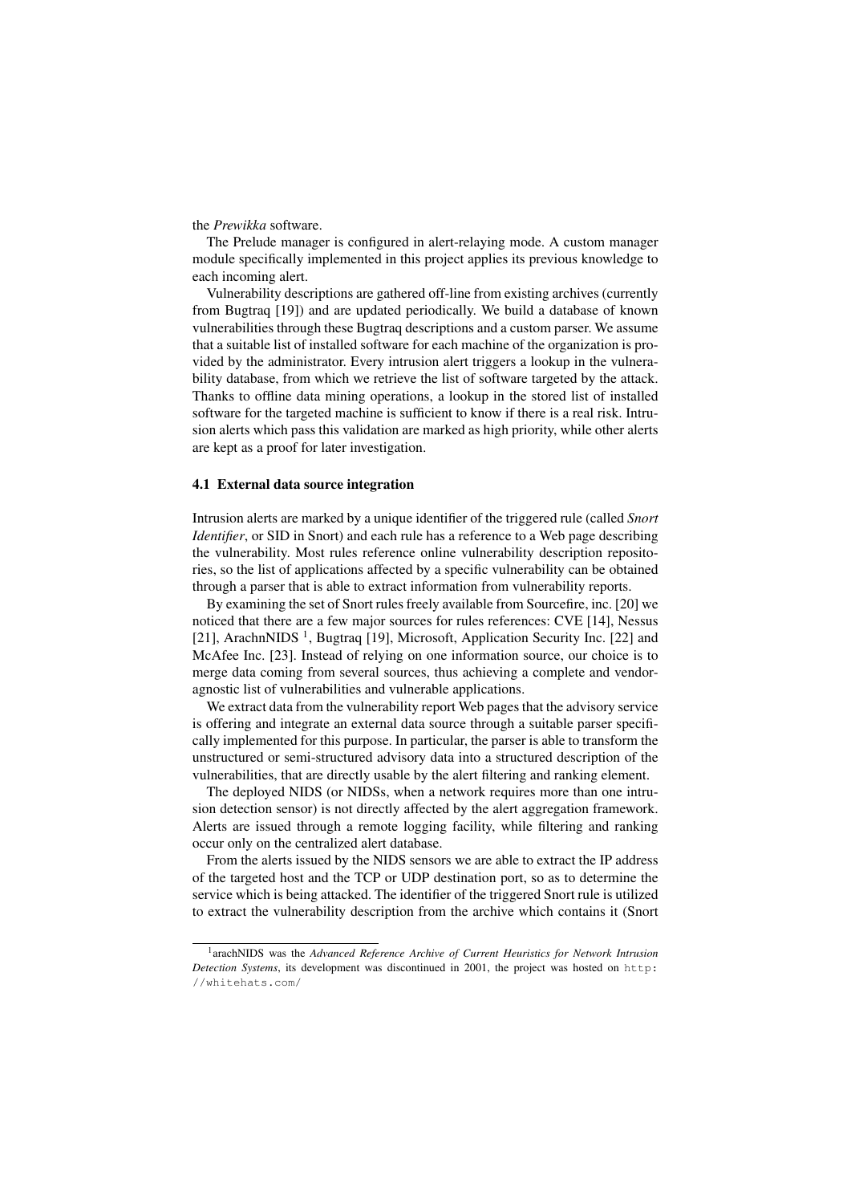the *Prewikka* software.

The Prelude manager is configured in alert-relaying mode. A custom manager module specifically implemented in this project applies its previous knowledge to each incoming alert.

Vulnerability descriptions are gathered off-line from existing archives (currently from Bugtraq [19]) and are updated periodically. We build a database of known vulnerabilities through these Bugtraq descriptions and a custom parser. We assume that a suitable list of installed software for each machine of the organization is provided by the administrator. Every intrusion alert triggers a lookup in the vulnerability database, from which we retrieve the list of software targeted by the attack. Thanks to offline data mining operations, a lookup in the stored list of installed software for the targeted machine is sufficient to know if there is a real risk. Intrusion alerts which pass this validation are marked as high priority, while other alerts are kept as a proof for later investigation.

### 4.1 External data source integration

Intrusion alerts are marked by a unique identifier of the triggered rule (called *Snort Identifier*, or SID in Snort) and each rule has a reference to a Web page describing the vulnerability. Most rules reference online vulnerability description repositories, so the list of applications affected by a specific vulnerability can be obtained through a parser that is able to extract information from vulnerability reports.

By examining the set of Snort rules freely available from Sourcefire, inc. [20] we noticed that there are a few major sources for rules references: CVE [14], Nessus [21], ArachnNIDS [1], Bugtraq [19], Microsoft, Application Security Inc. [22] and McAfee Inc. [23]. Instead of relying on one information source, our choice is to merge data coming from several sources, thus achieving a complete and vendor-agnostic list of vulnerabilities and vulnerable applications.

We extract data from the vulnerability report Web pages that the advisory service is offering and integrate an external data source through a suitable parser specifically implemented for this purpose. In particular, the parser is able to transform the unstructured or semi-structured advisory data into a structured description of the vulnerabilities, that are directly usable by the alert filtering and ranking element.

The deployed NIDS (or NIDSs, when a network requires more than one intrusion detection sensor) is not directly affected by the alert aggregation framework. Alerts are issued through a remote logging facility, while filtering and ranking occur only on the centralized alert database.

From the alerts issued by the NIDS sensors we are able to extract the IP address of the targeted host and the TCP or UDP destination port, so as to determine the service which is being attacked. The identifier of the triggered Snort rule is utilized to extract the vulnerability description from the archive which contains it (Snort

[1] arachNIDS was the *Advanced Reference Archive of Current Heuristics for Network Intrusion Detection Systems*, its development was discontinued in 2001, the project was hosted on `http://whitehats.com/`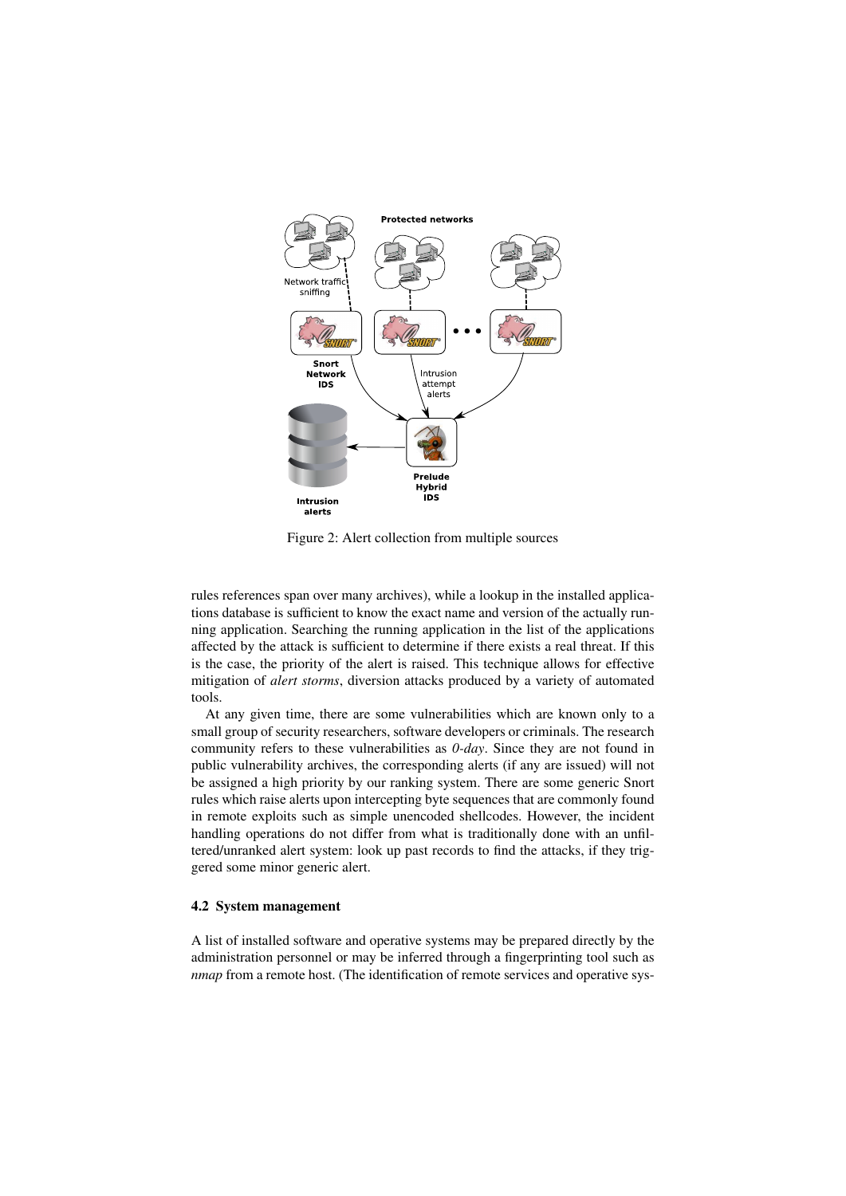Figure 2: Alert collection from multiple sources

rules references span over many archives), while a lookup in the installed applications database is sufficient to know the exact name and version of the actually running application. Searching the running application in the list of the applications affected by the attack is sufficient to determine if there exists a real threat. If this is the case, the priority of the alert is raised. This technique allows for effective mitigation of *alert storms*, diversion attacks produced by a variety of automated tools.

At any given time, there are some vulnerabilities which are known only to a small group of security researchers, software developers or criminals. The research community refers to these vulnerabilities as *0-day*. Since they are not found in public vulnerability archives, the corresponding alerts (if any are issued) will not be assigned a high priority by our ranking system. There are some generic Snort rules which raise alerts upon intercepting byte sequences that are commonly found in remote exploits such as simple unencoded shellcodes. However, the incident handling operations do not differ from what is traditionally done with an unfiltered/unranked alert system: look up past records to find the attacks, if they triggered some minor generic alert.

### 4.2 System management

A list of installed software and operative systems may be prepared directly by the administration personnel or may be inferred through a fingerprinting tool such as *nmap* from a remote host. (The identification of remote services and operative sys-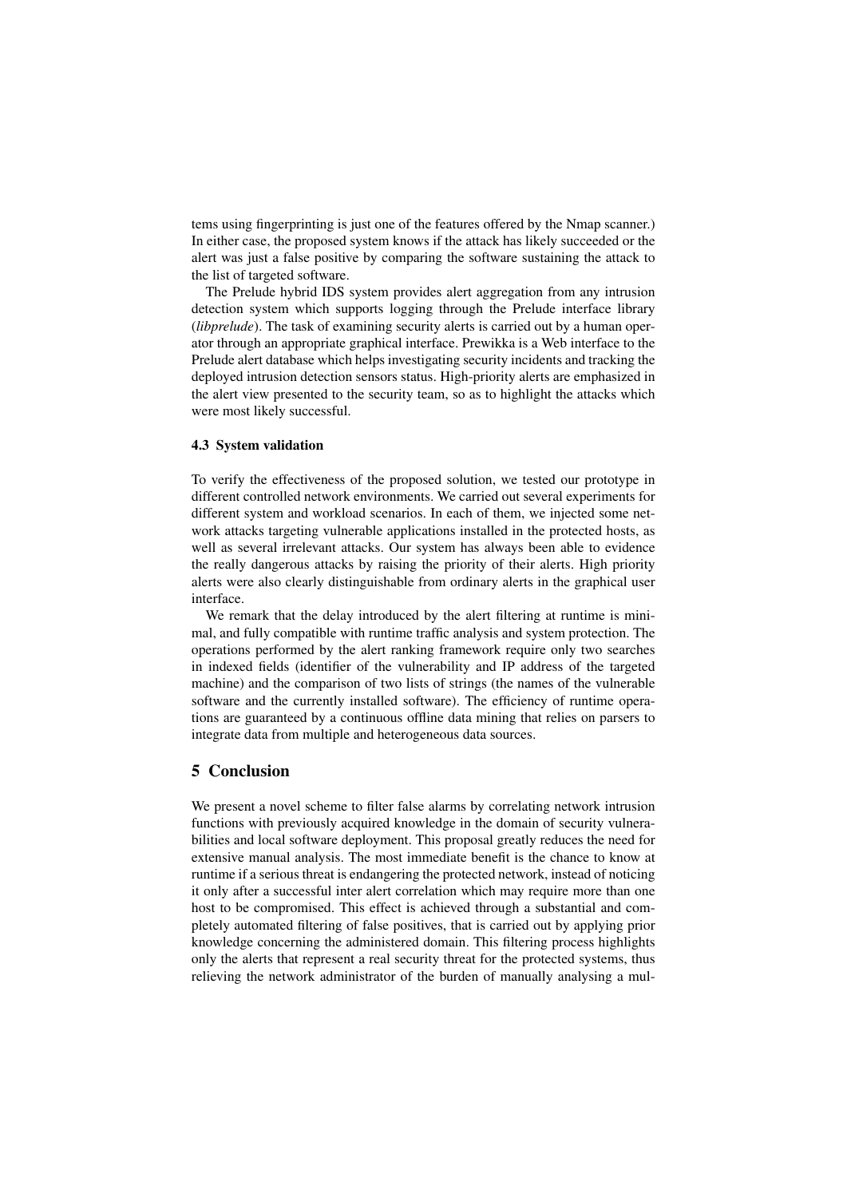tems using fingerprinting is just one of the features offered by the Nmap scanner.) In either case, the proposed system knows if the attack has likely succeeded or the alert was just a false positive by comparing the software sustaining the attack to the list of targeted software.

The Prelude hybrid IDS system provides alert aggregation from any intrusion detection system which supports logging through the Prelude interface library (*libprelude*). The task of examining security alerts is carried out by a human operator through an appropriate graphical interface. Prewikka is a Web interface to the Prelude alert database which helps investigating security incidents and tracking the deployed intrusion detection sensors status. High-priority alerts are emphasized in the alert view presented to the security team, so as to highlight the attacks which were most likely successful.

### 4.3 System validation

To verify the effectiveness of the proposed solution, we tested our prototype in different controlled network environments. We carried out several experiments for different system and workload scenarios. In each of them, we injected some network attacks targeting vulnerable applications installed in the protected hosts, as well as several irrelevant attacks. Our system has always been able to evidence the really dangerous attacks by raising the priority of their alerts. High priority alerts were also clearly distinguishable from ordinary alerts in the graphical user interface.

We remark that the delay introduced by the alert filtering at runtime is minimal, and fully compatible with runtime traffic analysis and system protection. The operations performed by the alert ranking framework require only two searches in indexed fields (identifier of the vulnerability and IP address of the targeted machine) and the comparison of two lists of strings (the names of the vulnerable software and the currently installed software). The efficiency of runtime operations are guaranteed by a continuous offline data mining that relies on parsers to integrate data from multiple and heterogeneous data sources.

## 5 Conclusion

We present a novel scheme to filter false alarms by correlating network intrusion functions with previously acquired knowledge in the domain of security vulnerabilities and local software deployment. This proposal greatly reduces the need for extensive manual analysis. The most immediate benefit is the chance to know at runtime if a serious threat is endangering the protected network, instead of noticing it only after a successful inter alert correlation which may require more than one host to be compromised. This effect is achieved through a substantial and completely automated filtering of false positives, that is carried out by applying prior knowledge concerning the administered domain. This filtering process highlights only the alerts that represent a real security threat for the protected systems, thus relieving the network administrator of the burden of manually analysing a mul-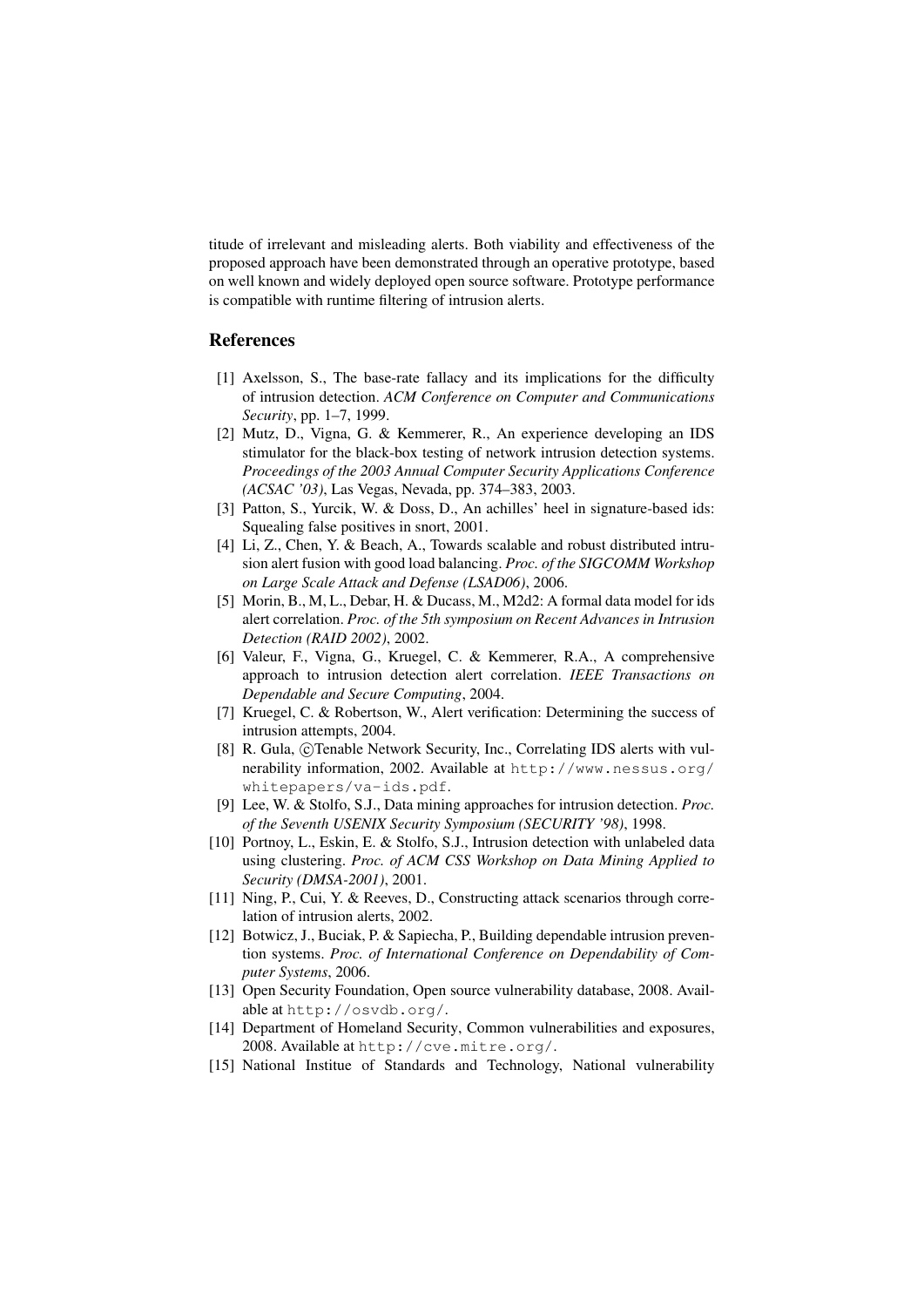titude of irrelevant and misleading alerts. Both viability and effectiveness of the proposed approach have been demonstrated through an operative prototype, based on well known and widely deployed open source software. Prototype performance is compatible with runtime filtering of intrusion alerts.

## References

[1] Axelsson, S., The base-rate fallacy and its implications for the difficulty of intrusion detection. *ACM Conference on Computer and Communications Security*, pp. 1–7, 1999.

[2] Mutz, D., Vigna, G. & Kemmerer, R., An experience developing an IDS stimulator for the black-box testing of network intrusion detection systems. *Proceedings of the 2003 Annual Computer Security Applications Conference (ACSAC '03)*, Las Vegas, Nevada, pp. 374–383, 2003.

[3] Patton, S., Yurcik, W. & Doss, D., An achilles' heel in signature-based ids: Squealing false positives in snort, 2001.

[4] Li, Z., Chen, Y. & Beach, A., Towards scalable and robust distributed intrusion alert fusion with good load balancing. *Proc. of the SIGCOMM Workshop on Large Scale Attack and Defense (LSAD06)*, 2006.

[5] Morin, B., M, L., Debar, H. & Ducass, M., M2d2: A formal data model for ids alert correlation. *Proc. of the 5th symposium on Recent Advances in Intrusion Detection (RAID 2002)*, 2002.

[6] Valeur, F., Vigna, G., Kruegel, C. & Kemmerer, R.A., A comprehensive approach to intrusion detection alert correlation. *IEEE Transactions on Dependable and Secure Computing*, 2004.

[7] Kruegel, C. & Robertson, W., Alert verification: Determining the success of intrusion attempts, 2004.

[8] R. Gula, ©Tenable Network Security, Inc., Correlating IDS alerts with vulnerability information, 2002. Available at `http://www.nessus.org/whitepapers/va-ids.pdf`.

[9] Lee, W. & Stolfo, S.J., Data mining approaches for intrusion detection. *Proc. of the Seventh USENIX Security Symposium (SECURITY '98)*, 1998.

[10] Portnoy, L., Eskin, E. & Stolfo, S.J., Intrusion detection with unlabeled data using clustering. *Proc. of ACM CSS Workshop on Data Mining Applied to Security (DMSA-2001)*, 2001.

[11] Ning, P., Cui, Y. & Reeves, D., Constructing attack scenarios through correlation of intrusion alerts, 2002.

[12] Botwicz, J., Buciak, P. & Sapiecha, P., Building dependable intrusion prevention systems. *Proc. of International Conference on Dependability of Computer Systems*, 2006.

[13] Open Security Foundation, Open source vulnerability database, 2008. Available at `http://osvdb.org/`.

[14] Department of Homeland Security, Common vulnerabilities and exposures, 2008. Available at `http://cve.mitre.org/`.

[15] National Institue of Standards and Technology, National vulnerability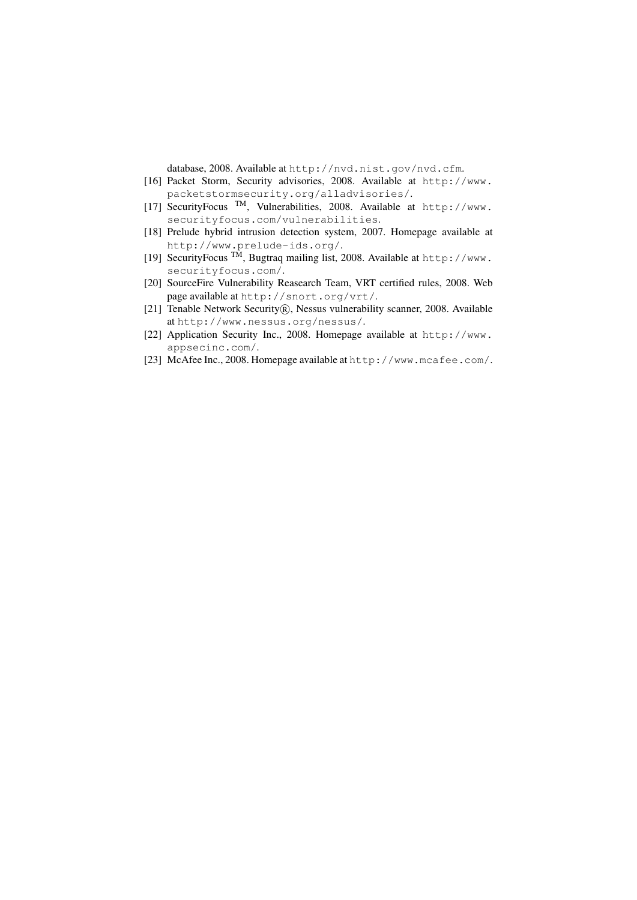database, 2008. Available at http://nvd.nist.gov/nvd.cfm.

[16] Packet Storm, Security advisories, 2008. Available at http://www.packetstormsecurity.org/alladvisories/.

[17] SecurityFocus ™, Vulnerabilities, 2008. Available at http://www.securityfocus.com/vulnerabilities.

[18] Prelude hybrid intrusion detection system, 2007. Homepage available at http://www.prelude-ids.org/.

[19] SecurityFocus ™, Bugtraq mailing list, 2008. Available at http://www.securityfocus.com/.

[20] SourceFire Vulnerability Reasearch Team, VRT certified rules, 2008. Web page available at http://snort.org/vrt/.

[21] Tenable Network Security®, Nessus vulnerability scanner, 2008. Available at http://www.nessus.org/nessus/.

[22] Application Security Inc., 2008. Homepage available at http://www.appsecinc.com/.

[23] McAfee Inc., 2008. Homepage available at http://www.mcafee.com/.